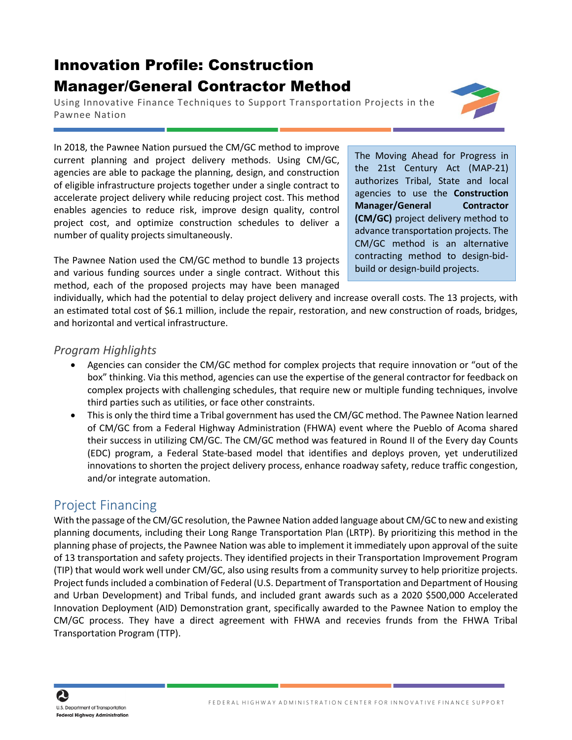# Innovation Profile: Construction Manager/General Contractor Method

Using Innovative Finance Techniques to Support Transportation Projects in the Pawnee Nation

In 2018, the Pawnee Nation pursued the CM/GC method to improve current planning and project delivery methods. Using CM/GC, agencies are able to package the planning, design, and construction of eligible infrastructure projects together under a single contract to accelerate project delivery while reducing project cost. This method enables agencies to reduce risk, improve design quality, control project cost, and optimize construction schedules to deliver a number of quality projects simultaneously.

> The Moving Ahead for Progress in the 21st Century Act (MAP-21) authorizes Tribal, State and local agencies to use the **Construction Manager/General Contractor (CM/GC)** project delivery method to advance transportation projects. The CM/GC method is an alternative contracting method to design-bid-build or design-build projects.

The Pawnee Nation used the CM/GC method to bundle 13 projects and various funding sources under a single contract. Without this method, each of the proposed projects may have been managed individually, which had the potential to delay project delivery and increase overall costs. The 13 projects, with an estimated total cost of $6.1 million, include the repair, restoration, and new construction of roads, bridges, and horizontal and vertical infrastructure.

### *Program Highlights*

- Agencies can consider the CM/GC method for complex projects that require innovation or "out of the box" thinking. Via this method, agencies can use the expertise of the general contractor for feedback on complex projects with challenging schedules, that require new or multiple funding techniques, involve third parties such as utilities, or face other constraints.
- This is only the third time a Tribal government has used the CM/GC method. The Pawnee Nation learned of CM/GC from a Federal Highway Administration (FHWA) event where the Pueblo of Acoma shared their success in utilizing CM/GC. The CM/GC method was featured in Round II of the Every day Counts (EDC) program, a Federal State-based model that identifies and deploys proven, yet underutilized innovations to shorten the project delivery process, enhance roadway safety, reduce traffic congestion, and/or integrate automation.

## Project Financing

With the passage of the CM/GC resolution, the Pawnee Nation added language about CM/GC to new and existing planning documents, including their Long Range Transportation Plan (LRTP). By prioritizing this method in the planning phase of projects, the Pawnee Nation was able to implement it immediately upon approval of the suite of 13 transportation and safety projects. They identified projects in their Transportation Improvement Program (TIP) that would work well under CM/GC, also using results from a community survey to help prioritize projects. Project funds included a combination of Federal (U.S. Department of Transportation and Department of Housing and Urban Development) and Tribal funds, and included grant awards such as a 2020 $500,000 Accelerated Innovation Deployment (AID) Demonstration grant, specifically awarded to the Pawnee Nation to employ the CM/GC process. They have a direct agreement with FHWA and recevies frunds from the FHWA Tribal Transportation Program (TTP).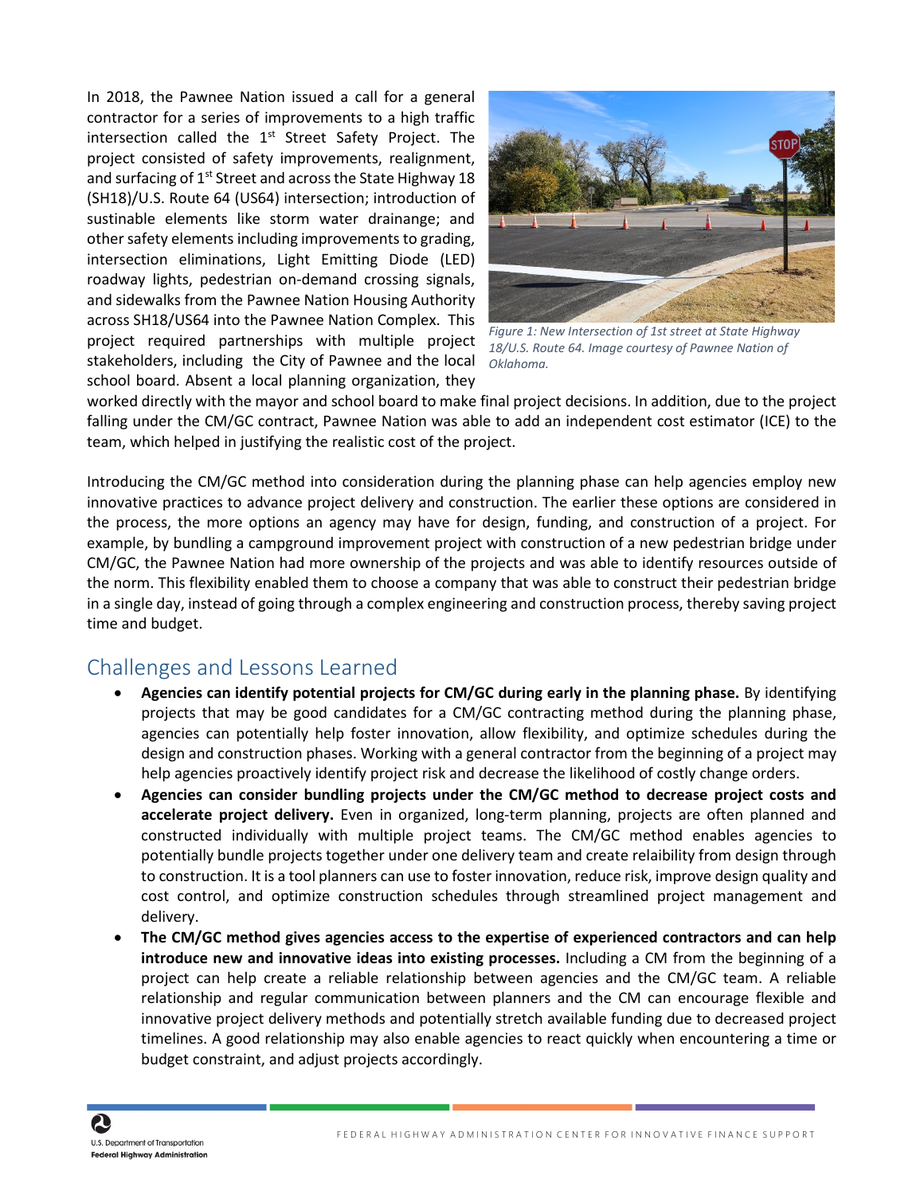In 2018, the Pawnee Nation issued a call for a general contractor for a series of improvements to a high traffic intersection called the 1st Street Safety Project. The project consisted of safety improvements, realignment, and surfacing of 1st Street and across the State Highway 18 (SH18)/U.S. Route 64 (US64) intersection; introduction of sustinable elements like storm water drainange; and other safety elements including improvements to grading, intersection eliminations, Light Emitting Diode (LED) roadway lights, pedestrian on-demand crossing signals, and sidewalks from the Pawnee Nation Housing Authority across SH18/US64 into the Pawnee Nation Complex. This project required partnerships with multiple project stakeholders, including the City of Pawnee and the local school board. Absent a local planning organization, they worked directly with the mayor and school board to make final project decisions. In addition, due to the project falling under the CM/GC contract, Pawnee Nation was able to add an independent cost estimator (ICE) to the team, which helped in justifying the realistic cost of the project.

*Figure 1: New Intersection of 1st street at State Highway 18/U.S. Route 64. Image courtesy of Pawnee Nation of Oklahoma.*

Introducing the CM/GC method into consideration during the planning phase can help agencies employ new innovative practices to advance project delivery and construction. The earlier these options are considered in the process, the more options an agency may have for design, funding, and construction of a project. For example, by bundling a campground improvement project with construction of a new pedestrian bridge under CM/GC, the Pawnee Nation had more ownership of the projects and was able to identify resources outside of the norm. This flexibility enabled them to choose a company that was able to construct their pedestrian bridge in a single day, instead of going through a complex engineering and construction process, thereby saving project time and budget.

## Challenges and Lessons Learned

- **Agencies can identify potential projects for CM/GC during early in the planning phase.** By identifying projects that may be good candidates for a CM/GC contracting method during the planning phase, agencies can potentially help foster innovation, allow flexibility, and optimize schedules during the design and construction phases. Working with a general contractor from the beginning of a project may help agencies proactively identify project risk and decrease the likelihood of costly change orders.
- **Agencies can consider bundling projects under the CM/GC method to decrease project costs and accelerate project delivery.** Even in organized, long-term planning, projects are often planned and constructed individually with multiple project teams. The CM/GC method enables agencies to potentially bundle projects together under one delivery team and create relaibility from design through to construction. It is a tool planners can use to foster innovation, reduce risk, improve design quality and cost control, and optimize construction schedules through streamlined project management and delivery.
- **The CM/GC method gives agencies access to the expertise of experienced contractors and can help introduce new and innovative ideas into existing processes.** Including a CM from the beginning of a project can help create a reliable relationship between agencies and the CM/GC team. A reliable relationship and regular communication between planners and the CM can encourage flexible and innovative project delivery methods and potentially stretch available funding due to decreased project timelines. A good relationship may also enable agencies to react quickly when encountering a time or budget constraint, and adjust projects accordingly.